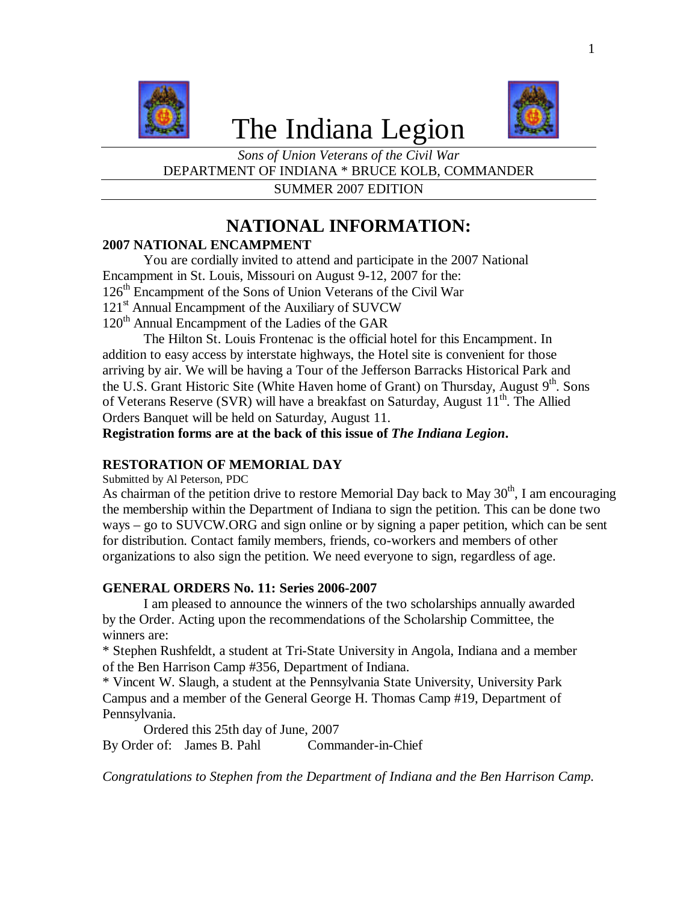# The Indiana Legion

*Sons of Union Veterans of the Civil War*
DEPARTMENT OF INDIANA * BRUCE KOLB, COMMANDER

SUMMER 2007 EDITION

## NATIONAL INFORMATION:

### 2007 NATIONAL ENCAMPMENT

You are cordially invited to attend and participate in the 2007 National Encampment in St. Louis, Missouri on August 9-12, 2007 for the:

126th Encampment of the Sons of Union Veterans of the Civil War
121st Annual Encampment of the Auxiliary of SUVCW
120th Annual Encampment of the Ladies of the GAR

The Hilton St. Louis Frontenac is the official hotel for this Encampment. In addition to easy access by interstate highways, the Hotel site is convenient for those arriving by air. We will be having a Tour of the Jefferson Barracks Historical Park and the U.S. Grant Historic Site (White Haven home of Grant) on Thursday, August 9th. Sons of Veterans Reserve (SVR) will have a breakfast on Saturday, August 11th. The Allied Orders Banquet will be held on Saturday, August 11.

**Registration forms are at the back of this issue of *The Indiana Legion*.**

### RESTORATION OF MEMORIAL DAY

Submitted by Al Peterson, PDC

As chairman of the petition drive to restore Memorial Day back to May 30th, I am encouraging the membership within the Department of Indiana to sign the petition. This can be done two ways – go to SUVCW.ORG and sign online or by signing a paper petition, which can be sent for distribution. Contact family members, friends, co-workers and members of other organizations to also sign the petition. We need everyone to sign, regardless of age.

### GENERAL ORDERS No. 11: Series 2006-2007

I am pleased to announce the winners of the two scholarships annually awarded by the Order. Acting upon the recommendations of the Scholarship Committee, the winners are:

* Stephen Rushfeldt, a student at Tri-State University in Angola, Indiana and a member of the Ben Harrison Camp #356, Department of Indiana.
* Vincent W. Slaugh, a student at the Pennsylvania State University, University Park Campus and a member of the General George H. Thomas Camp #19, Department of Pennsylvania.

Ordered this 25th day of June, 2007
By Order of: James B. Pahl Commander-in-Chief

*Congratulations to Stephen from the Department of Indiana and the Ben Harrison Camp.*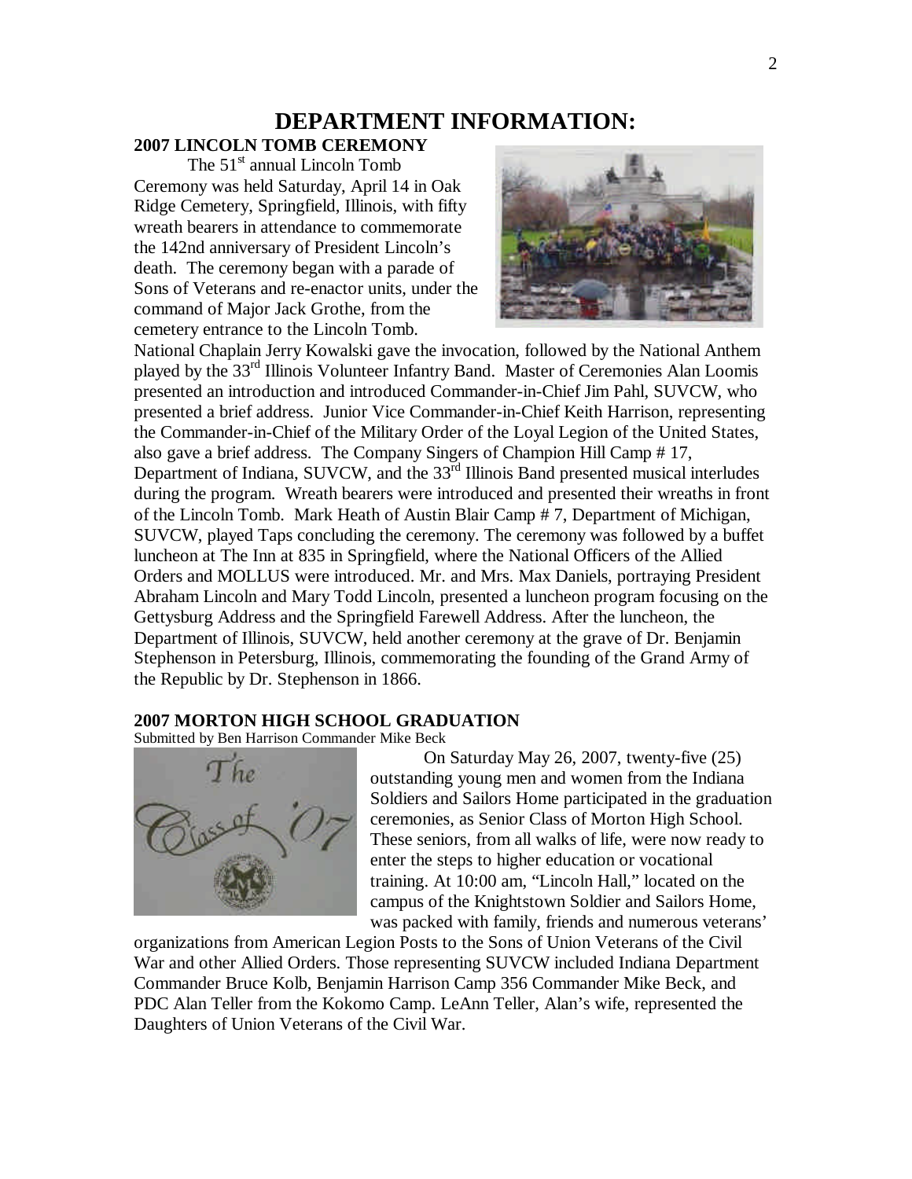# DEPARTMENT INFORMATION:

## 2007 LINCOLN TOMB CEREMONY

The 51st annual Lincoln Tomb Ceremony was held Saturday, April 14 in Oak Ridge Cemetery, Springfield, Illinois, with fifty wreath bearers in attendance to commemorate the 142nd anniversary of President Lincoln's death. The ceremony began with a parade of Sons of Veterans and re-enactor units, under the command of Major Jack Grothe, from the cemetery entrance to the Lincoln Tomb. National Chaplain Jerry Kowalski gave the invocation, followed by the National Anthem played by the 33rd Illinois Volunteer Infantry Band. Master of Ceremonies Alan Loomis presented an introduction and introduced Commander-in-Chief Jim Pahl, SUVCW, who presented a brief address. Junior Vice Commander-in-Chief Keith Harrison, representing the Commander-in-Chief of the Military Order of the Loyal Legion of the United States, also gave a brief address. The Company Singers of Champion Hill Camp # 17, Department of Indiana, SUVCW, and the 33rd Illinois Band presented musical interludes during the program. Wreath bearers were introduced and presented their wreaths in front of the Lincoln Tomb. Mark Heath of Austin Blair Camp # 7, Department of Michigan, SUVCW, played Taps concluding the ceremony. The ceremony was followed by a buffet luncheon at The Inn at 835 in Springfield, where the National Officers of the Allied Orders and MOLLUS were introduced. Mr. and Mrs. Max Daniels, portraying President Abraham Lincoln and Mary Todd Lincoln, presented a luncheon program focusing on the Gettysburg Address and the Springfield Farewell Address. After the luncheon, the Department of Illinois, SUVCW, held another ceremony at the grave of Dr. Benjamin Stephenson in Petersburg, Illinois, commemorating the founding of the Grand Army of the Republic by Dr. Stephenson in 1866.

## 2007 MORTON HIGH SCHOOL GRADUATION

Submitted by Ben Harrison Commander Mike Beck

On Saturday May 26, 2007, twenty-five (25) outstanding young men and women from the Indiana Soldiers and Sailors Home participated in the graduation ceremonies, as Senior Class of Morton High School. These seniors, from all walks of life, were now ready to enter the steps to higher education or vocational training. At 10:00 am, "Lincoln Hall," located on the campus of the Knightstown Soldier and Sailors Home, was packed with family, friends and numerous veterans' organizations from American Legion Posts to the Sons of Union Veterans of the Civil War and other Allied Orders. Those representing SUVCW included Indiana Department Commander Bruce Kolb, Benjamin Harrison Camp 356 Commander Mike Beck, and PDC Alan Teller from the Kokomo Camp. LeAnn Teller, Alan's wife, represented the Daughters of Union Veterans of the Civil War.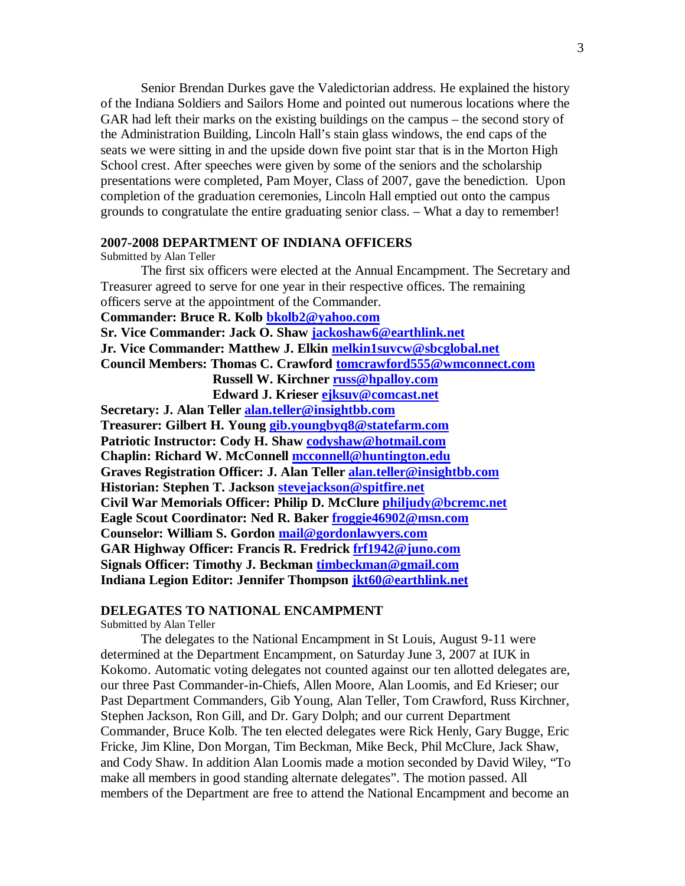Senior Brendan Durkes gave the Valedictorian address. He explained the history of the Indiana Soldiers and Sailors Home and pointed out numerous locations where the GAR had left their marks on the existing buildings on the campus – the second story of the Administration Building, Lincoln Hall's stain glass windows, the end caps of the seats we were sitting in and the upside down five point star that is in the Morton High School crest. After speeches were given by some of the seniors and the scholarship presentations were completed, Pam Moyer, Class of 2007, gave the benediction. Upon completion of the graduation ceremonies, Lincoln Hall emptied out onto the campus grounds to congratulate the entire graduating senior class. – What a day to remember!

## 2007-2008 DEPARTMENT OF INDIANA OFFICERS

Submitted by Alan Teller

The first six officers were elected at the Annual Encampment. The Secretary and Treasurer agreed to serve for one year in their respective offices. The remaining officers serve at the appointment of the Commander.

**Commander: Bruce R. Kolb bkolb2@yahoo.com**
**Sr. Vice Commander: Jack O. Shaw jackoshaw6@earthlink.net**
**Jr. Vice Commander: Matthew J. Elkin melkin1suvcw@sbcglobal.net**
**Council Members: Thomas C. Crawford tomcrawford555@wmconnect.com**
**Russell W. Kirchner russ@hpalloy.com**
**Edward J. Krieser ejksuv@comcast.net**
**Secretary: J. Alan Teller alan.teller@insightbb.com**
**Treasurer: Gilbert H. Young gib.youngbyq8@statefarm.com**
**Patriotic Instructor: Cody H. Shaw codyshaw@hotmail.com**
**Chaplin: Richard W. McConnell mcconnell@huntington.edu**
**Graves Registration Officer: J. Alan Teller alan.teller@insightbb.com**
**Historian: Stephen T. Jackson stevejackson@spitfire.net**
**Civil War Memorials Officer: Philip D. McClure philjudy@bcremc.net**
**Eagle Scout Coordinator: Ned R. Baker froggie46902@msn.com**
**Counselor: William S. Gordon mail@gordonlawyers.com**
**GAR Highway Officer: Francis R. Fredrick frf1942@juno.com**
**Signals Officer: Timothy J. Beckman timbeckman@gmail.com**
**Indiana Legion Editor: Jennifer Thompson jkt60@earthlink.net**

## DELEGATES TO NATIONAL ENCAMPMENT

Submitted by Alan Teller

The delegates to the National Encampment in St Louis, August 9-11 were determined at the Department Encampment, on Saturday June 3, 2007 at IUK in Kokomo. Automatic voting delegates not counted against our ten allotted delegates are, our three Past Commander-in-Chiefs, Allen Moore, Alan Loomis, and Ed Krieser; our Past Department Commanders, Gib Young, Alan Teller, Tom Crawford, Russ Kirchner, Stephen Jackson, Ron Gill, and Dr. Gary Dolph; and our current Department Commander, Bruce Kolb. The ten elected delegates were Rick Henly, Gary Bugge, Eric Fricke, Jim Kline, Don Morgan, Tim Beckman, Mike Beck, Phil McClure, Jack Shaw, and Cody Shaw. In addition Alan Loomis made a motion seconded by David Wiley, "To make all members in good standing alternate delegates". The motion passed. All members of the Department are free to attend the National Encampment and become an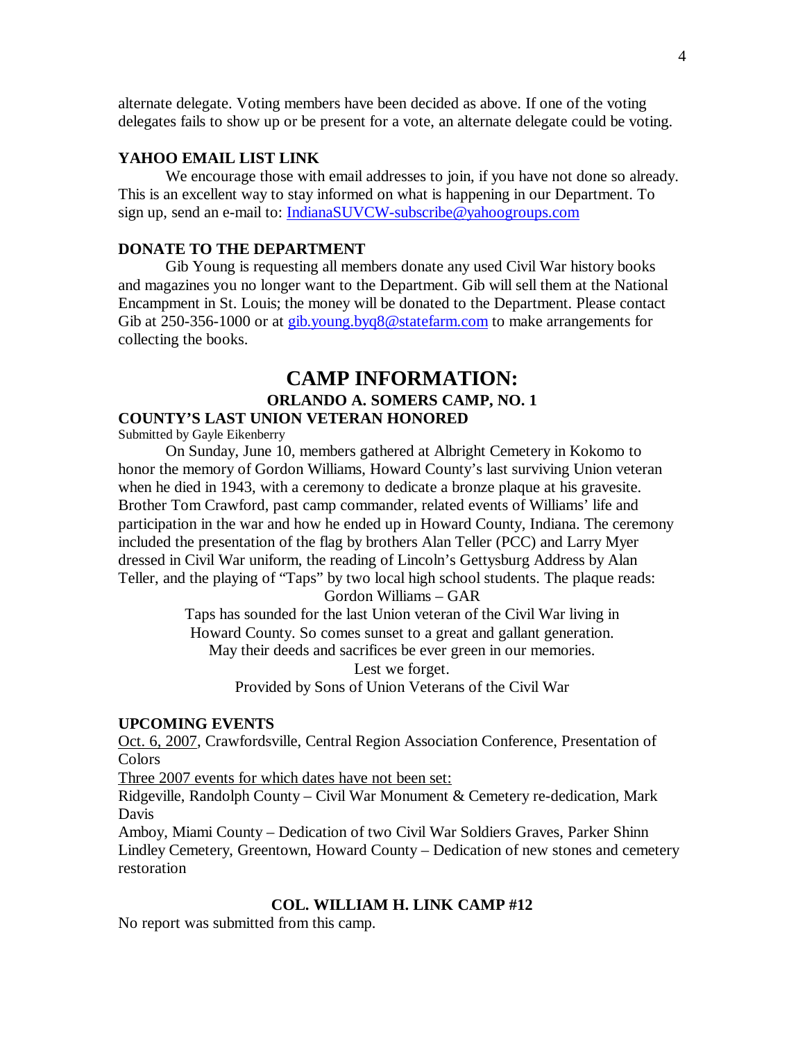alternate delegate. Voting members have been decided as above. If one of the voting delegates fails to show up or be present for a vote, an alternate delegate could be voting.

### YAHOO EMAIL LIST LINK

We encourage those with email addresses to join, if you have not done so already. This is an excellent way to stay informed on what is happening in our Department. To sign up, send an e-mail to: IndianaSUVCW-subscribe@yahoogroups.com

### DONATE TO THE DEPARTMENT

Gib Young is requesting all members donate any used Civil War history books and magazines you no longer want to the Department. Gib will sell them at the National Encampment in St. Louis; the money will be donated to the Department. Please contact Gib at 250-356-1000 or at gib.young.byq8@statefarm.com to make arrangements for collecting the books.

# CAMP INFORMATION:

## ORLANDO A. SOMERS CAMP, NO. 1

### COUNTY'S LAST UNION VETERAN HONORED

Submitted by Gayle Eikenberry

On Sunday, June 10, members gathered at Albright Cemetery in Kokomo to honor the memory of Gordon Williams, Howard County's last surviving Union veteran when he died in 1943, with a ceremony to dedicate a bronze plaque at his gravesite. Brother Tom Crawford, past camp commander, related events of Williams' life and participation in the war and how he ended up in Howard County, Indiana. The ceremony included the presentation of the flag by brothers Alan Teller (PCC) and Larry Myer dressed in Civil War uniform, the reading of Lincoln's Gettysburg Address by Alan Teller, and the playing of "Taps" by two local high school students. The plaque reads:

Gordon Williams – GAR

Taps has sounded for the last Union veteran of the Civil War living in Howard County. So comes sunset to a great and gallant generation. May their deeds and sacrifices be ever green in our memories.

Lest we forget.

Provided by Sons of Union Veterans of the Civil War

### UPCOMING EVENTS

Oct. 6, 2007, Crawfordsville, Central Region Association Conference, Presentation of Colors

Three 2007 events for which dates have not been set:

Ridgeville, Randolph County – Civil War Monument & Cemetery re-dedication, Mark Davis

Amboy, Miami County – Dedication of two Civil War Soldiers Graves, Parker Shinn

Lindley Cemetery, Greentown, Howard County – Dedication of new stones and cemetery restoration

## COL. WILLIAM H. LINK CAMP #12

No report was submitted from this camp.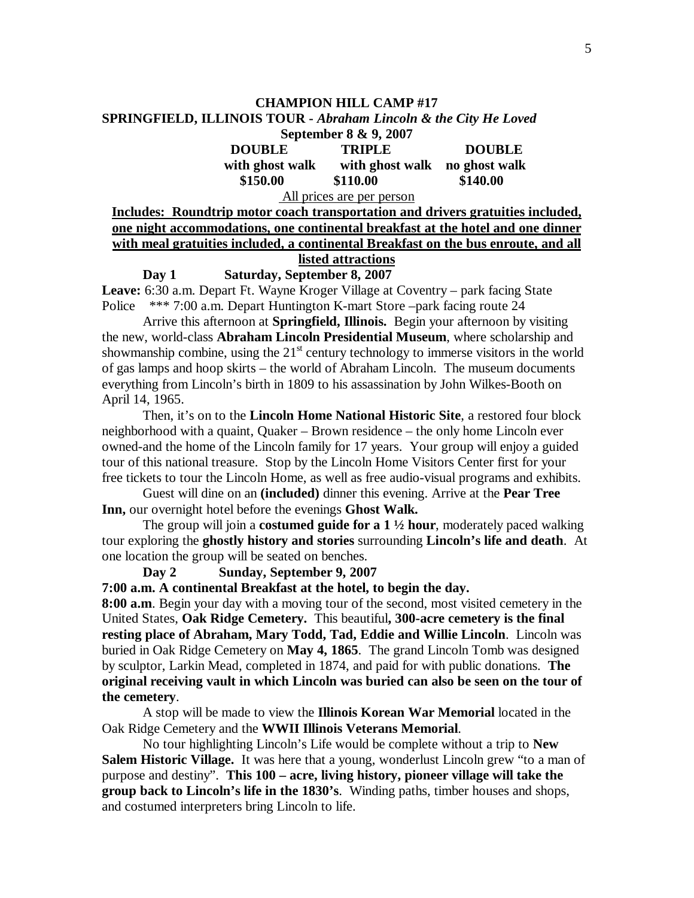**CHAMPION HILL CAMP #17**

**SPRINGFIELD, ILLINOIS TOUR -** ***Abraham Lincoln & the City He Loved***

**September 8 & 9, 2007**

| DOUBLE with ghost walk | TRIPLE with ghost walk | DOUBLE no ghost walk |
|---|---|---|
| **$150.00** | **$110.00** | **$140.00** |

All prices are per person

**Includes: Roundtrip motor coach transportation and drivers gratuities included, one night accommodations, one continental breakfast at the hotel and one dinner with meal gratuities included, a continental Breakfast on the bus enroute, and all listed attractions**

**Day 1 Saturday, September 8, 2007**

**Leave:** 6:30 a.m. Depart Ft. Wayne Kroger Village at Coventry – park facing State Police *** 7:00 a.m. Depart Huntington K-mart Store –park facing route 24

Arrive this afternoon at **Springfield, Illinois.** Begin your afternoon by visiting the new, world-class **Abraham Lincoln Presidential Museum**, where scholarship and showmanship combine, using the 21st century technology to immerse visitors in the world of gas lamps and hoop skirts – the world of Abraham Lincoln. The museum documents everything from Lincoln's birth in 1809 to his assassination by John Wilkes-Booth on April 14, 1965.

Then, it's on to the **Lincoln Home National Historic Site**, a restored four block neighborhood with a quaint, Quaker – Brown residence – the only home Lincoln ever owned-and the home of the Lincoln family for 17 years. Your group will enjoy a guided tour of this national treasure. Stop by the Lincoln Home Visitors Center first for your free tickets to tour the Lincoln Home, as well as free audio-visual programs and exhibits.

Guest will dine on an **(included)** dinner this evening. Arrive at the **Pear Tree Inn,** our overnight hotel before the evenings **Ghost Walk.**

The group will join a **costumed guide for a 1 ½ hour**, moderately paced walking tour exploring the **ghostly history and stories** surrounding **Lincoln's life and death**. At one location the group will be seated on benches.

**Day 2 Sunday, September 9, 2007**

**7:00 a.m. A continental Breakfast at the hotel, to begin the day.**

**8:00 a.m**. Begin your day with a moving tour of the second, most visited cemetery in the United States, **Oak Ridge Cemetery.** This beautiful**, 300-acre cemetery is the final resting place of Abraham, Mary Todd, Tad, Eddie and Willie Lincoln**. Lincoln was buried in Oak Ridge Cemetery on **May 4, 1865**. The grand Lincoln Tomb was designed by sculptor, Larkin Mead, completed in 1874, and paid for with public donations. **The original receiving vault in which Lincoln was buried can also be seen on the tour of the cemetery**.

A stop will be made to view the **Illinois Korean War Memorial** located in the Oak Ridge Cemetery and the **WWII Illinois Veterans Memorial**.

No tour highlighting Lincoln's Life would be complete without a trip to **New Salem Historic Village.** It was here that a young, wonderlust Lincoln grew "to a man of purpose and destiny". **This 100 – acre, living history, pioneer village will take the group back to Lincoln's life in the 1830's**. Winding paths, timber houses and shops, and costumed interpreters bring Lincoln to life.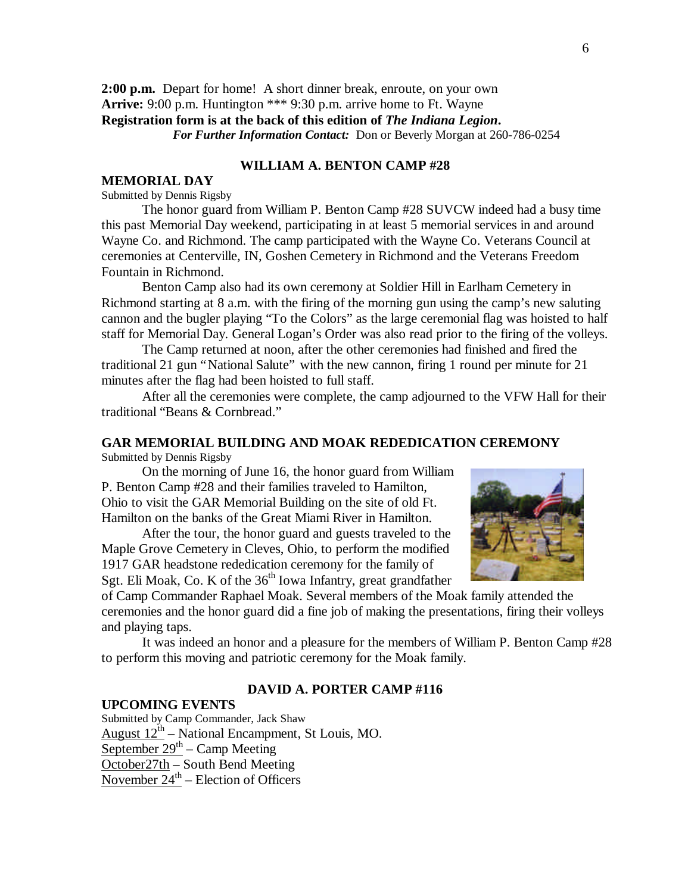**2:00 p.m.** Depart for home! A short dinner break, enroute, on your own
**Arrive:** 9:00 p.m. Huntington *** 9:30 p.m. arrive home to Ft. Wayne
**Registration form is at the back of this edition of *The Indiana Legion*.**
***For Further Information Contact:*** Don or Beverly Morgan at 260-786-0254

## WILLIAM A. BENTON CAMP #28

### MEMORIAL DAY

Submitted by Dennis Rigsby

The honor guard from William P. Benton Camp #28 SUVCW indeed had a busy time this past Memorial Day weekend, participating in at least 5 memorial services in and around Wayne Co. and Richmond. The camp participated with the Wayne Co. Veterans Council at ceremonies at Centerville, IN, Goshen Cemetery in Richmond and the Veterans Freedom Fountain in Richmond.

Benton Camp also had its own ceremony at Soldier Hill in Earlham Cemetery in Richmond starting at 8 a.m. with the firing of the morning gun using the camp's new saluting cannon and the bugler playing "To the Colors" as the large ceremonial flag was hoisted to half staff for Memorial Day. General Logan's Order was also read prior to the firing of the volleys.

The Camp returned at noon, after the other ceremonies had finished and fired the traditional 21 gun "National Salute" with the new cannon, firing 1 round per minute for 21 minutes after the flag had been hoisted to full staff.

After all the ceremonies were complete, the camp adjourned to the VFW Hall for their traditional "Beans & Cornbread."

### GAR MEMORIAL BUILDING AND MOAK REDEDICATION CEREMONY

Submitted by Dennis Rigsby

On the morning of June 16, the honor guard from William P. Benton Camp #28 and their families traveled to Hamilton, Ohio to visit the GAR Memorial Building on the site of old Ft. Hamilton on the banks of the Great Miami River in Hamilton.

After the tour, the honor guard and guests traveled to the Maple Grove Cemetery in Cleves, Ohio, to perform the modified 1917 GAR headstone rededication ceremony for the family of Sgt. Eli Moak, Co. K of the 36th Iowa Infantry, great grandfather of Camp Commander Raphael Moak. Several members of the Moak family attended the ceremonies and the honor guard did a fine job of making the presentations, firing their volleys and playing taps.

It was indeed an honor and a pleasure for the members of William P. Benton Camp #28 to perform this moving and patriotic ceremony for the Moak family.

## DAVID A. PORTER CAMP #116

### UPCOMING EVENTS

Submitted by Camp Commander, Jack Shaw

August 12th – National Encampment, St Louis, MO.
September 29th – Camp Meeting
October27th – South Bend Meeting
November 24th – Election of Officers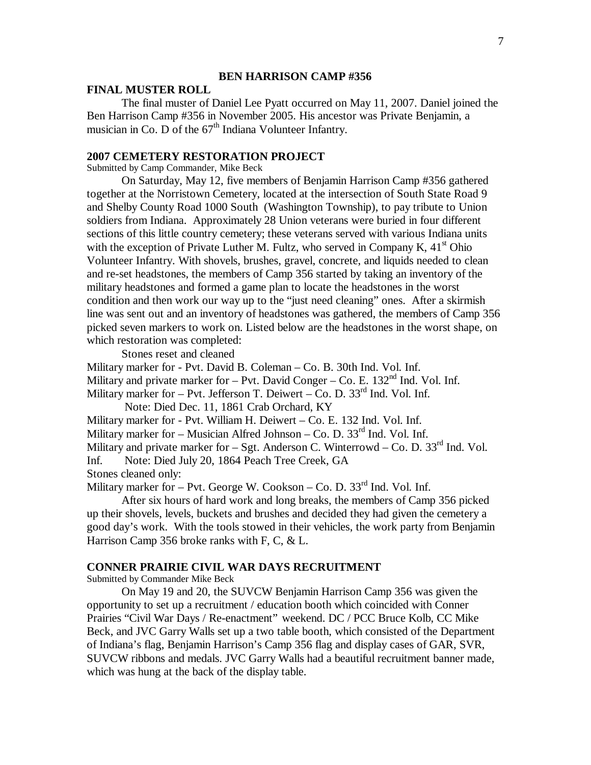## BEN HARRISON CAMP #356

### FINAL MUSTER ROLL

The final muster of Daniel Lee Pyatt occurred on May 11, 2007. Daniel joined the Ben Harrison Camp #356 in November 2005. His ancestor was Private Benjamin, a musician in Co. D of the 67th Indiana Volunteer Infantry.

### 2007 CEMETERY RESTORATION PROJECT

Submitted by Camp Commander, Mike Beck

On Saturday, May 12, five members of Benjamin Harrison Camp #356 gathered together at the Norristown Cemetery, located at the intersection of South State Road 9 and Shelby County Road 1000 South (Washington Township), to pay tribute to Union soldiers from Indiana. Approximately 28 Union veterans were buried in four different sections of this little country cemetery; these veterans served with various Indiana units with the exception of Private Luther M. Fultz, who served in Company K, 41st Ohio Volunteer Infantry. With shovels, brushes, gravel, concrete, and liquids needed to clean and re-set headstones, the members of Camp 356 started by taking an inventory of the military headstones and formed a game plan to locate the headstones in the worst condition and then work our way up to the "just need cleaning" ones. After a skirmish line was sent out and an inventory of headstones was gathered, the members of Camp 356 picked seven markers to work on. Listed below are the headstones in the worst shape, on which restoration was completed:

Stones reset and cleaned

Military marker for - Pvt. David B. Coleman – Co. B. 30th Ind. Vol. Inf.
Military and private marker for – Pvt. David Conger – Co. E. 132nd Ind. Vol. Inf.
Military marker for – Pvt. Jefferson T. Deiwert – Co. D. 33rd Ind. Vol. Inf.
Note: Died Dec. 11, 1861 Crab Orchard, KY
Military marker for - Pvt. William H. Deiwert – Co. E. 132 Ind. Vol. Inf.
Military marker for – Musician Alfred Johnson – Co. D. 33rd Ind. Vol. Inf.
Military and private marker for – Sgt. Anderson C. Winterrowd – Co. D. 33rd Ind. Vol. Inf. Note: Died July 20, 1864 Peach Tree Creek, GA

Stones cleaned only:

Military marker for – Pvt. George W. Cookson – Co. D. 33rd Ind. Vol. Inf.

After six hours of hard work and long breaks, the members of Camp 356 picked up their shovels, levels, buckets and brushes and decided they had given the cemetery a good day's work. With the tools stowed in their vehicles, the work party from Benjamin Harrison Camp 356 broke ranks with F, C, & L.

### CONNER PRAIRIE CIVIL WAR DAYS RECRUITMENT

Submitted by Commander Mike Beck

On May 19 and 20, the SUVCW Benjamin Harrison Camp 356 was given the opportunity to set up a recruitment / education booth which coincided with Conner Prairies "Civil War Days / Re-enactment" weekend. DC / PCC Bruce Kolb, CC Mike Beck, and JVC Garry Walls set up a two table booth, which consisted of the Department of Indiana's flag, Benjamin Harrison's Camp 356 flag and display cases of GAR, SVR, SUVCW ribbons and medals. JVC Garry Walls had a beautiful recruitment banner made, which was hung at the back of the display table.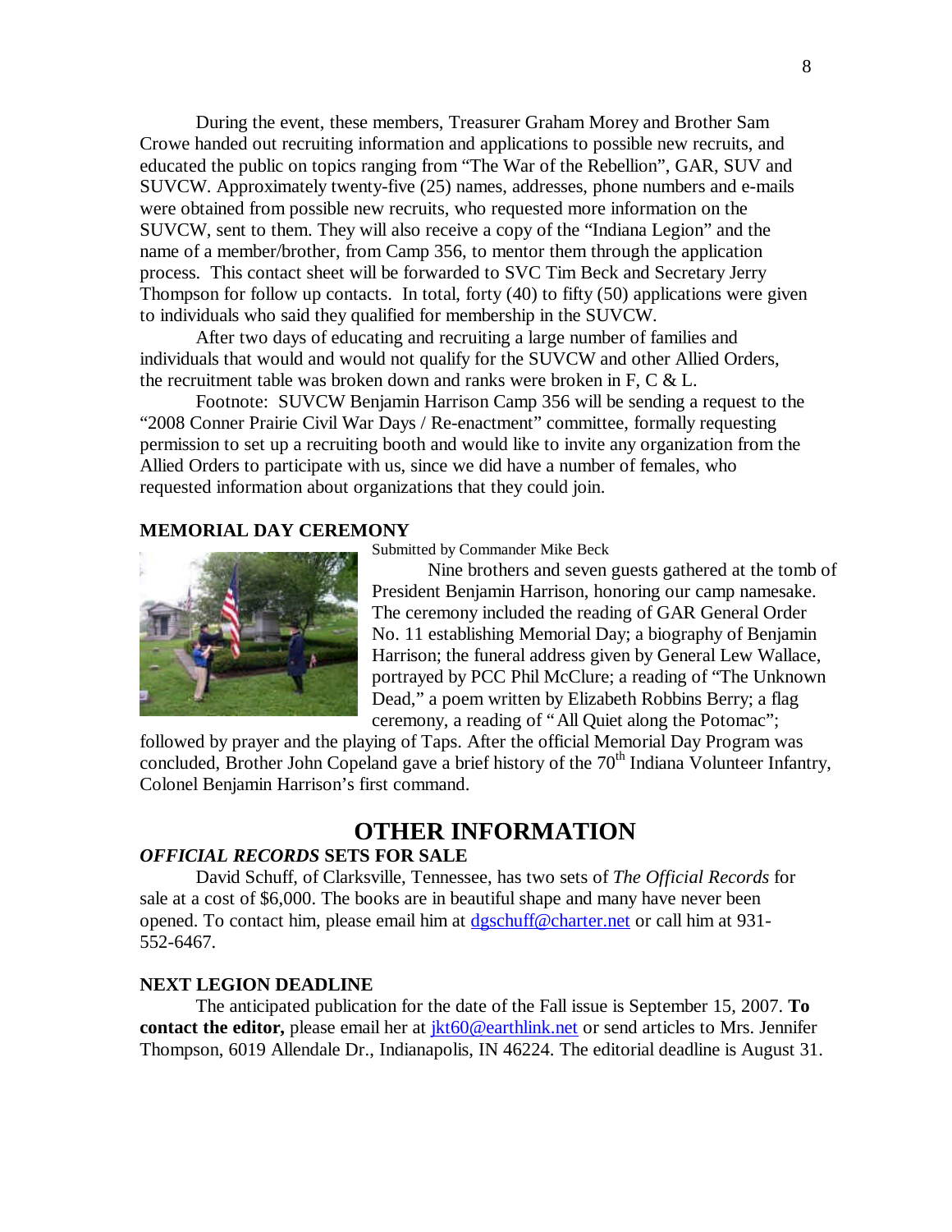During the event, these members, Treasurer Graham Morey and Brother Sam Crowe handed out recruiting information and applications to possible new recruits, and educated the public on topics ranging from "The War of the Rebellion", GAR, SUV and SUVCW. Approximately twenty-five (25) names, addresses, phone numbers and e-mails were obtained from possible new recruits, who requested more information on the SUVCW, sent to them. They will also receive a copy of the "Indiana Legion" and the name of a member/brother, from Camp 356, to mentor them through the application process. This contact sheet will be forwarded to SVC Tim Beck and Secretary Jerry Thompson for follow up contacts. In total, forty (40) to fifty (50) applications were given to individuals who said they qualified for membership in the SUVCW.

After two days of educating and recruiting a large number of families and individuals that would and would not qualify for the SUVCW and other Allied Orders, the recruitment table was broken down and ranks were broken in F, C & L.

Footnote: SUVCW Benjamin Harrison Camp 356 will be sending a request to the "2008 Conner Prairie Civil War Days / Re-enactment" committee, formally requesting permission to set up a recruiting booth and would like to invite any organization from the Allied Orders to participate with us, since we did have a number of females, who requested information about organizations that they could join.

### MEMORIAL DAY CEREMONY

Submitted by Commander Mike Beck

Nine brothers and seven guests gathered at the tomb of President Benjamin Harrison, honoring our camp namesake. The ceremony included the reading of GAR General Order No. 11 establishing Memorial Day; a biography of Benjamin Harrison; the funeral address given by General Lew Wallace, portrayed by PCC Phil McClure; a reading of "The Unknown Dead," a poem written by Elizabeth Robbins Berry; a flag ceremony, a reading of "All Quiet along the Potomac"; followed by prayer and the playing of Taps. After the official Memorial Day Program was concluded, Brother John Copeland gave a brief history of the 70th Indiana Volunteer Infantry, Colonel Benjamin Harrison's first command.

## OTHER INFORMATION

### *OFFICIAL RECORDS* SETS FOR SALE

David Schuff, of Clarksville, Tennessee, has two sets of *The Official Records* for sale at a cost of $6,000. The books are in beautiful shape and many have never been opened. To contact him, please email him at dgschuff@charter.net or call him at 931-552-6467.

### NEXT LEGION DEADLINE

The anticipated publication for the date of the Fall issue is September 15, 2007. **To contact the editor,** please email her at jkt60@earthlink.net or send articles to Mrs. Jennifer Thompson, 6019 Allendale Dr., Indianapolis, IN 46224. The editorial deadline is August 31.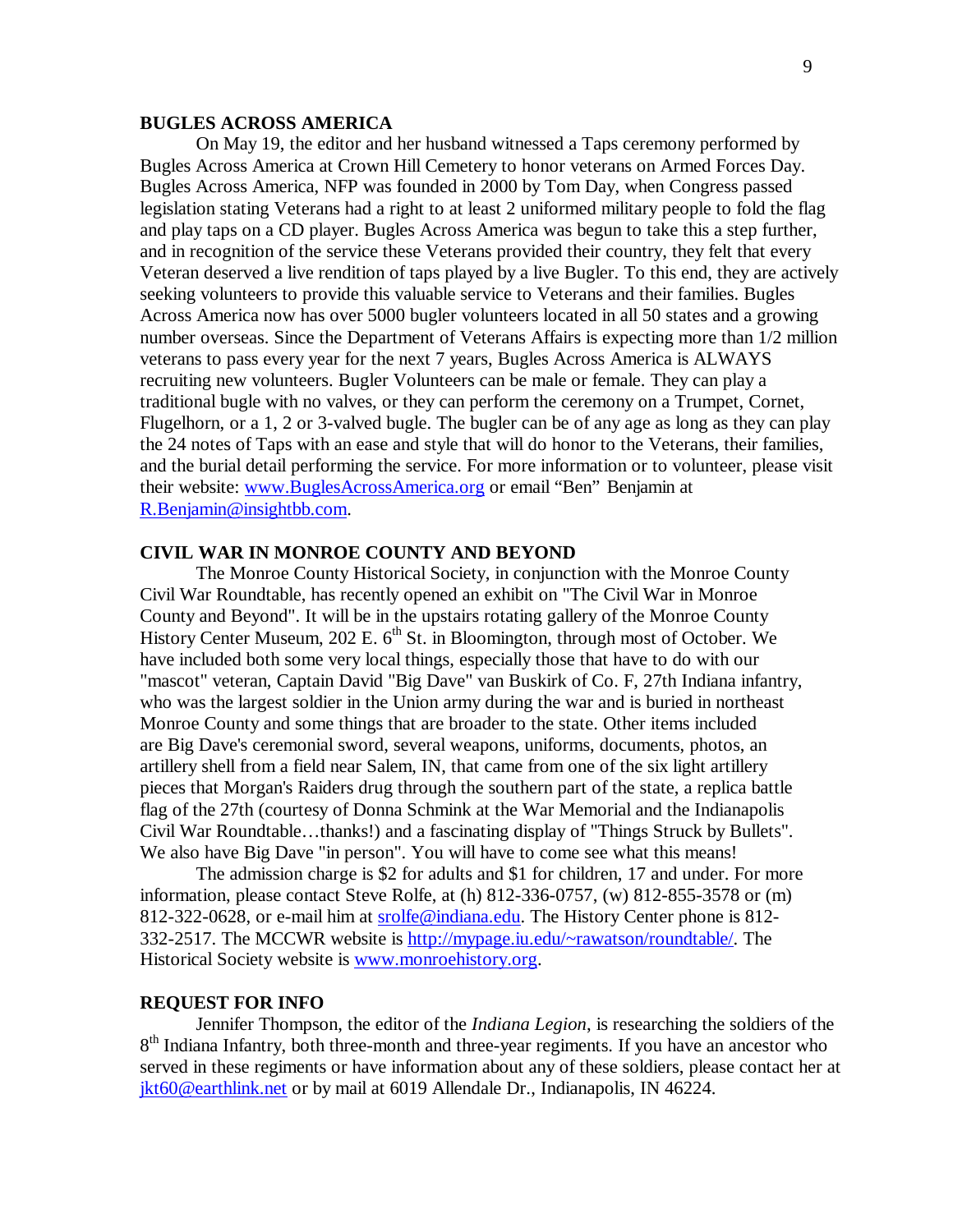## BUGLES ACROSS AMERICA

On May 19, the editor and her husband witnessed a Taps ceremony performed by Bugles Across America at Crown Hill Cemetery to honor veterans on Armed Forces Day. Bugles Across America, NFP was founded in 2000 by Tom Day, when Congress passed legislation stating Veterans had a right to at least 2 uniformed military people to fold the flag and play taps on a CD player. Bugles Across America was begun to take this a step further, and in recognition of the service these Veterans provided their country, they felt that every Veteran deserved a live rendition of taps played by a live Bugler. To this end, they are actively seeking volunteers to provide this valuable service to Veterans and their families. Bugles Across America now has over 5000 bugler volunteers located in all 50 states and a growing number overseas. Since the Department of Veterans Affairs is expecting more than 1/2 million veterans to pass every year for the next 7 years, Bugles Across America is ALWAYS recruiting new volunteers. Bugler Volunteers can be male or female. They can play a traditional bugle with no valves, or they can perform the ceremony on a Trumpet, Cornet, Flugelhorn, or a 1, 2 or 3-valved bugle. The bugler can be of any age as long as they can play the 24 notes of Taps with an ease and style that will do honor to the Veterans, their families, and the burial detail performing the service. For more information or to volunteer, please visit their website: www.BuglesAcrossAmerica.org or email "Ben" Benjamin at R.Benjamin@insightbb.com.

## CIVIL WAR IN MONROE COUNTY AND BEYOND

The Monroe County Historical Society, in conjunction with the Monroe County Civil War Roundtable, has recently opened an exhibit on "The Civil War in Monroe County and Beyond". It will be in the upstairs rotating gallery of the Monroe County History Center Museum, 202 E. 6th St. in Bloomington, through most of October. We have included both some very local things, especially those that have to do with our "mascot" veteran, Captain David "Big Dave" van Buskirk of Co. F, 27th Indiana infantry, who was the largest soldier in the Union army during the war and is buried in northeast Monroe County and some things that are broader to the state. Other items included are Big Dave's ceremonial sword, several weapons, uniforms, documents, photos, an artillery shell from a field near Salem, IN, that came from one of the six light artillery pieces that Morgan's Raiders drug through the southern part of the state, a replica battle flag of the 27th (courtesy of Donna Schmink at the War Memorial and the Indianapolis Civil War Roundtable…thanks!) and a fascinating display of "Things Struck by Bullets". We also have Big Dave "in person". You will have to come see what this means!

The admission charge is $2 for adults and $1 for children, 17 and under. For more information, please contact Steve Rolfe, at (h) 812-336-0757, (w) 812-855-3578 or (m) 812-322-0628, or e-mail him at srolfe@indiana.edu. The History Center phone is 812-332-2517. The MCCWR website is http://mypage.iu.edu/~rawatson/roundtable/. The Historical Society website is www.monroehistory.org.

## REQUEST FOR INFO

Jennifer Thompson, the editor of the *Indiana Legion*, is researching the soldiers of the 8th Indiana Infantry, both three-month and three-year regiments. If you have an ancestor who served in these regiments or have information about any of these soldiers, please contact her at jkt60@earthlink.net or by mail at 6019 Allendale Dr., Indianapolis, IN 46224.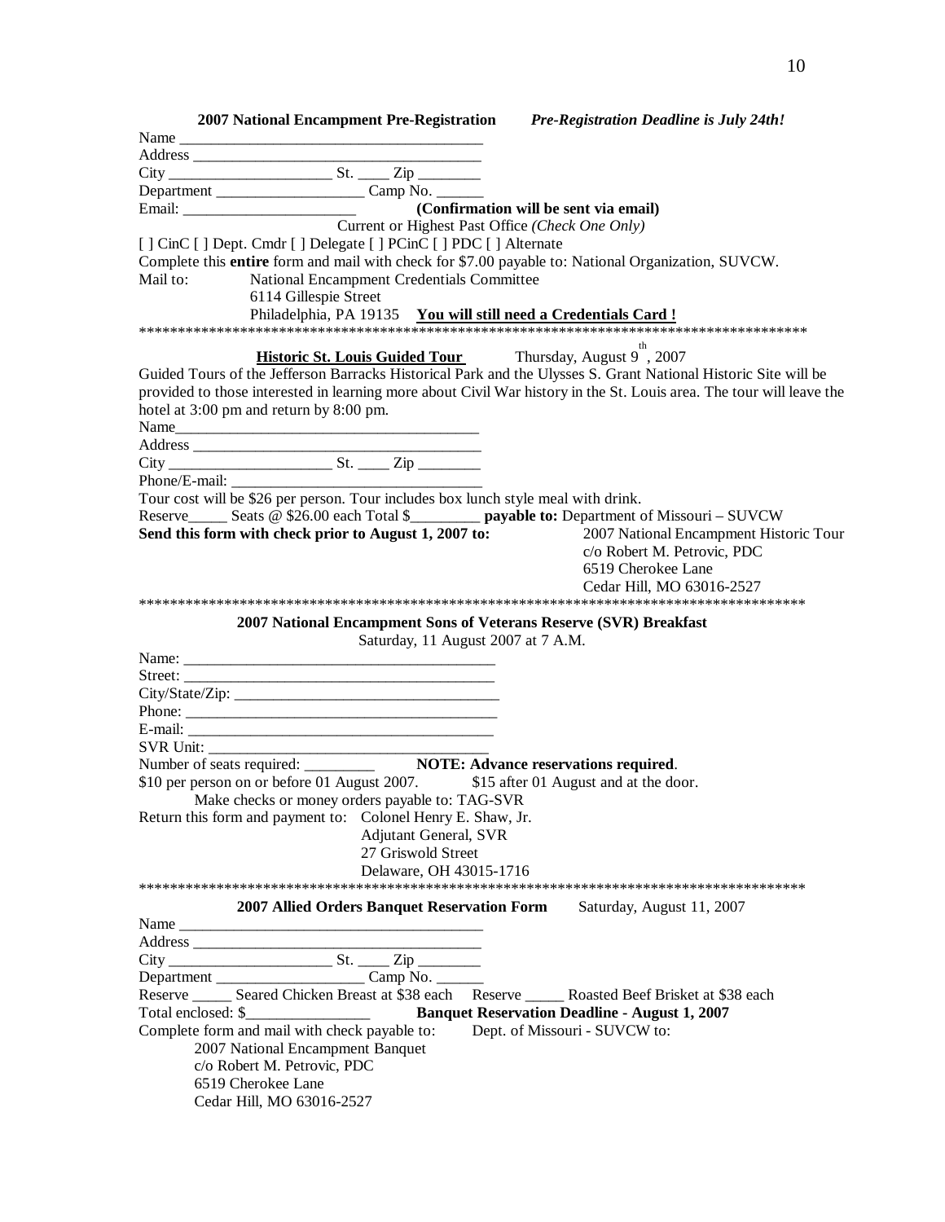**2007 National Encampment Pre-Registration** ***Pre-Registration Deadline is July 24th!***

Name ______________________________________
Address ____________________________________
City ____________________ St. ____ Zip ________
Department __________________ Camp No. ______
Email: ______________________ **(Confirmation will be sent via email)**

Current or Highest Past Office *(Check One Only)*

[ ] CinC [ ] Dept. Cmdr [ ] Delegate [ ] PCinC [ ] PDC [ ] Alternate

Complete this **entire** form and mail with check for $7.00 payable to: National Organization, SUVCW.

Mail to: National Encampment Credentials Committee
6114 Gillespie Street
Philadelphia, PA 19135 **You will still need a Credentials Card !**

***************************************************************************************

**Historic St. Louis Guided Tour** Thursday, August 9th, 2007

Guided Tours of the Jefferson Barracks Historical Park and the Ulysses S. Grant National Historic Site will be provided to those interested in learning more about Civil War history in the St. Louis area. The tour will leave the hotel at 3:00 pm and return by 8:00 pm.

Name______________________________________
Address ____________________________________
City ____________________ St. ____ Zip ________
Phone/E-mail: ______________________________

Tour cost will be $26 per person. Tour includes box lunch style meal with drink.

Reserve_____ Seats @ $26.00 each Total $_________ **payable to:** Department of Missouri – SUVCW

**Send this form with check prior to August 1, 2007 to:**

2007 National Encampment Historic Tour
c/o Robert M. Petrovic, PDC
6519 Cherokee Lane
Cedar Hill, MO 63016-2527

***************************************************************************************

**2007 National Encampment Sons of Veterans Reserve (SVR) Breakfast**

Saturday, 11 August 2007 at 7 A.M.

Name: ______________________________________
Street: ______________________________________
City/State/Zip: _________________________________
Phone: ______________________________________
E-mail: ______________________________________
SVR Unit: ___________________________________

Number of seats required: _________ **NOTE: Advance reservations required**.

$10 per person on or before 01 August 2007. $15 after 01 August and at the door.

Make checks or money orders payable to: TAG-SVR

Return this form and payment to: Colonel Henry E. Shaw, Jr.
Adjutant General, SVR
27 Griswold Street
Delaware, OH 43015-1716

***************************************************************************************

**2007 Allied Orders Banquet Reservation Form** Saturday, August 11, 2007

Name ______________________________________
Address ____________________________________
City ____________________ St. ____ Zip ________
Department __________________ Camp No. ______

Reserve _____ Seared Chicken Breast at $38 each Reserve _____ Roasted Beef Brisket at $38 each

Total enclosed: $________________ **Banquet Reservation Deadline - August 1, 2007**

Complete form and mail with check payable to: Dept. of Missouri - SUVCW to:

2007 National Encampment Banquet
c/o Robert M. Petrovic, PDC
6519 Cherokee Lane
Cedar Hill, MO 63016-2527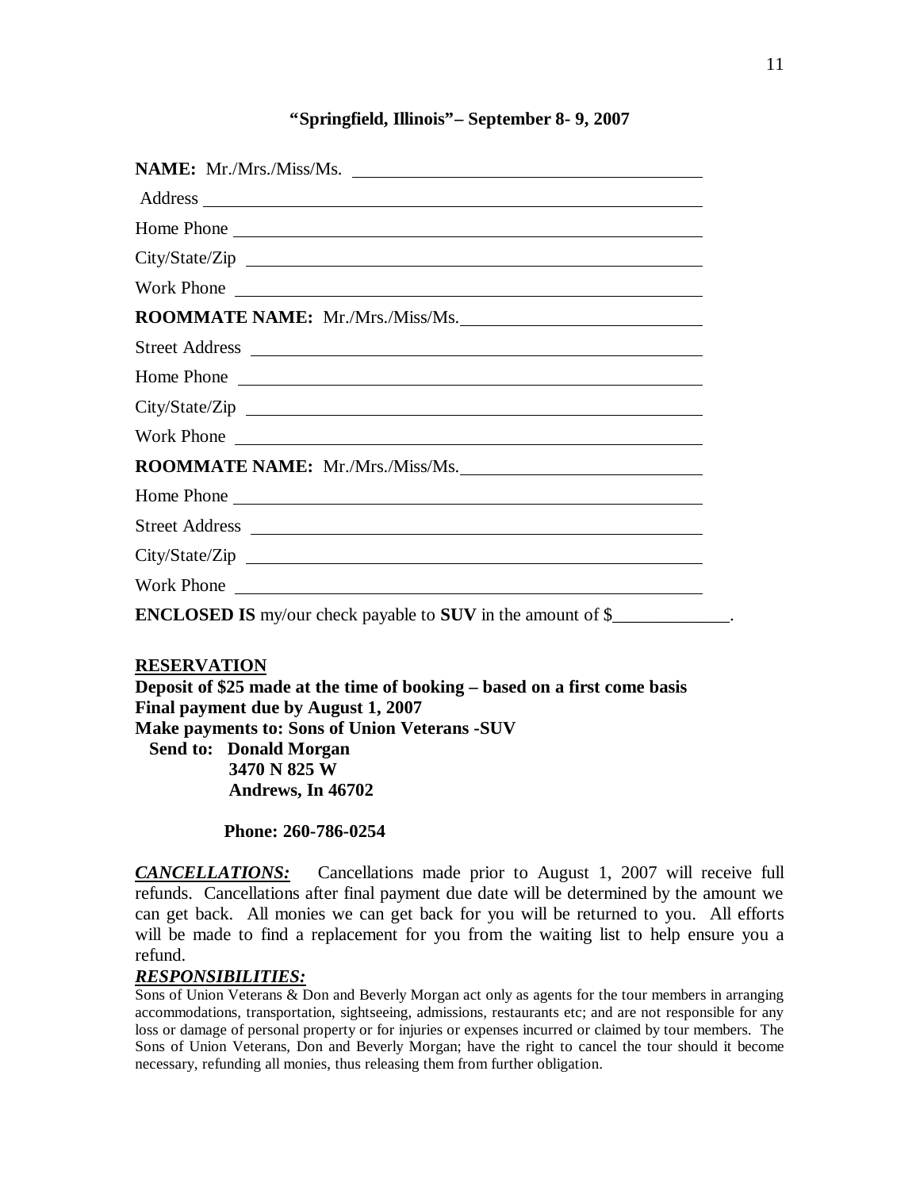**"Springfield, Illinois"– September 8- 9, 2007**

**NAME:** Mr./Mrs./Miss/Ms. ______________________________

Address ______________________________

Home Phone ______________________________

City/State/Zip ______________________________

Work Phone ______________________________

**ROOMMATE NAME:** Mr./Mrs./Miss/Ms. ______________________________

Street Address ______________________________

Home Phone ______________________________

City/State/Zip ______________________________

Work Phone ______________________________

**ROOMMATE NAME:** Mr./Mrs./Miss/Ms. ______________________________

Home Phone ______________________________

Street Address ______________________________

City/State/Zip ______________________________

Work Phone ______________________________

**ENCLOSED IS** my/our check payable to **SUV** in the amount of $_____________.

**RESERVATION**

**Deposit of $25 made at the time of booking – based on a first come basis**
**Final payment due by August 1, 2007**
**Make payments to: Sons of Union Veterans -SUV**
**Send to: Donald Morgan**
**3470 N 825 W**
**Andrews, In 46702**

**Phone: 260-786-0254**

***CANCELLATIONS:*** Cancellations made prior to August 1, 2007 will receive full refunds. Cancellations after final payment due date will be determined by the amount we can get back. All monies we can get back for you will be returned to you. All efforts will be made to find a replacement for you from the waiting list to help ensure you a refund.

***RESPONSIBILITIES:***

Sons of Union Veterans & Don and Beverly Morgan act only as agents for the tour members in arranging accommodations, transportation, sightseeing, admissions, restaurants etc; and are not responsible for any loss or damage of personal property or for injuries or expenses incurred or claimed by tour members. The Sons of Union Veterans, Don and Beverly Morgan; have the right to cancel the tour should it become necessary, refunding all monies, thus releasing them from further obligation.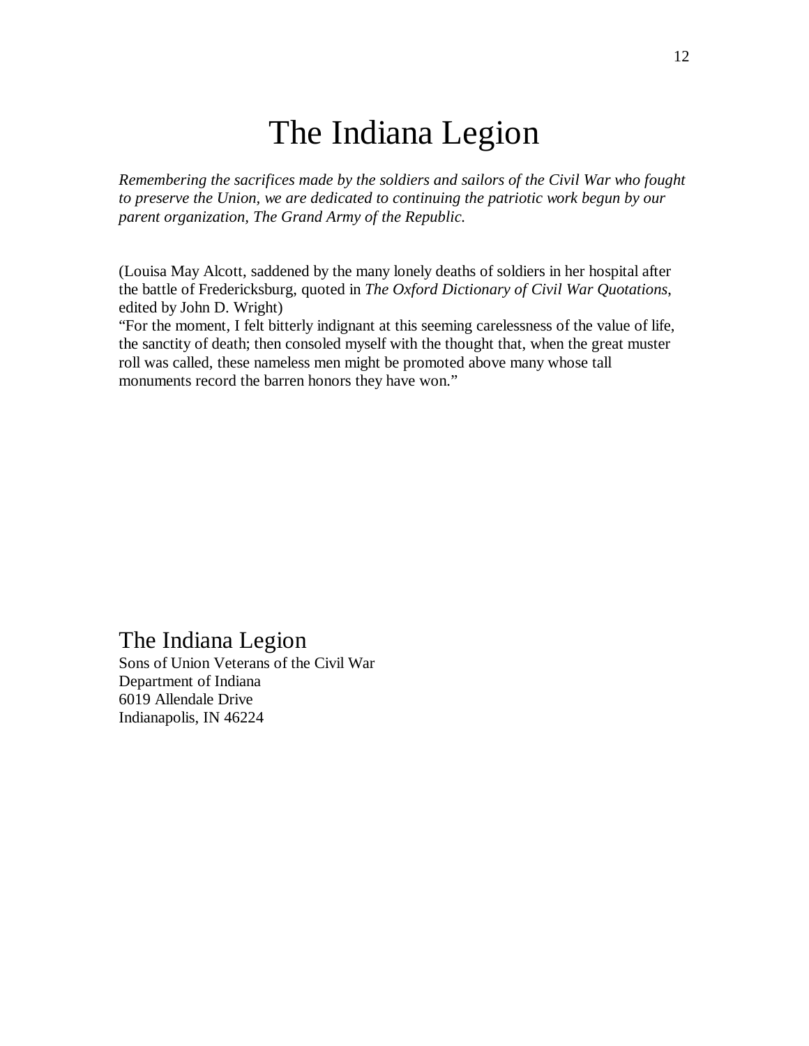# The Indiana Legion

*Remembering the sacrifices made by the soldiers and sailors of the Civil War who fought to preserve the Union, we are dedicated to continuing the patriotic work begun by our parent organization, The Grand Army of the Republic.*

(Louisa May Alcott, saddened by the many lonely deaths of soldiers in her hospital after the battle of Fredericksburg, quoted in *The Oxford Dictionary of Civil War Quotations*, edited by John D. Wright)

"For the moment, I felt bitterly indignant at this seeming carelessness of the value of life, the sanctity of death; then consoled myself with the thought that, when the great muster roll was called, these nameless men might be promoted above many whose tall monuments record the barren honors they have won."

## The Indiana Legion

Sons of Union Veterans of the Civil War
Department of Indiana
6019 Allendale Drive
Indianapolis, IN 46224